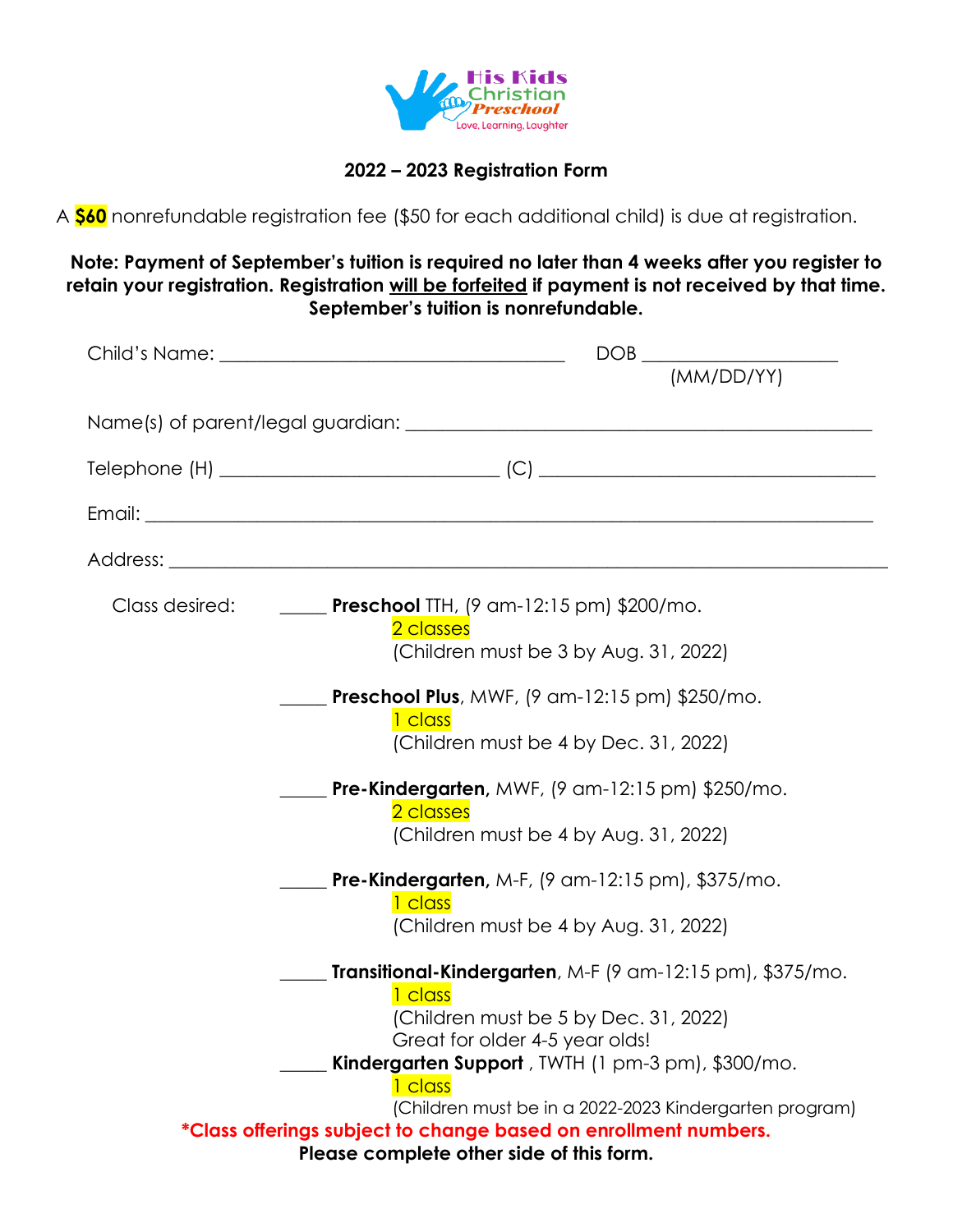His Kids Christian Preschool
Love, Learning, Laughter

## 2022 – 2023 Registration Form

A **$60** nonrefundable registration fee ($50 for each additional child) is due at registration.

**Note: Payment of September's tuition is required no later than 4 weeks after you register to retain your registration. Registration will be forfeited if payment is not received by that time. September's tuition is nonrefundable.**

Child's Name: ___________________________________ DOB ____________________
(MM/DD/YY)

Name(s) of parent/legal guardian: ___________________________________________

Telephone (H) ____________________________ (C) ______________________________

Email: _____________________________________________________________________

Address: ___________________________________________________________________

Class desired:

_____ **Preschool** TTH, (9 am-12:15 pm) $200/mo.
2 classes
(Children must be 3 by Aug. 31, 2022)

_____ **Preschool Plus**, MWF, (9 am-12:15 pm) $250/mo.
1 class
(Children must be 4 by Dec. 31, 2022)

_____ **Pre-Kindergarten,** MWF, (9 am-12:15 pm) $250/mo.
2 classes
(Children must be 4 by Aug. 31, 2022)

_____ **Pre-Kindergarten,** M-F, (9 am-12:15 pm), $375/mo.
1 class
(Children must be 4 by Aug. 31, 2022)

_____ **Transitional-Kindergarten**, M-F (9 am-12:15 pm), $375/mo.
1 class
(Children must be 5 by Dec. 31, 2022)
Great for older 4-5 year olds!

_____ **Kindergarten Support** , TWTH (1 pm-3 pm), $300/mo.
1 class
(Children must be in a 2022-2023 Kindergarten program)

***Class offerings subject to change based on enrollment numbers.**

**Please complete other side of this form.**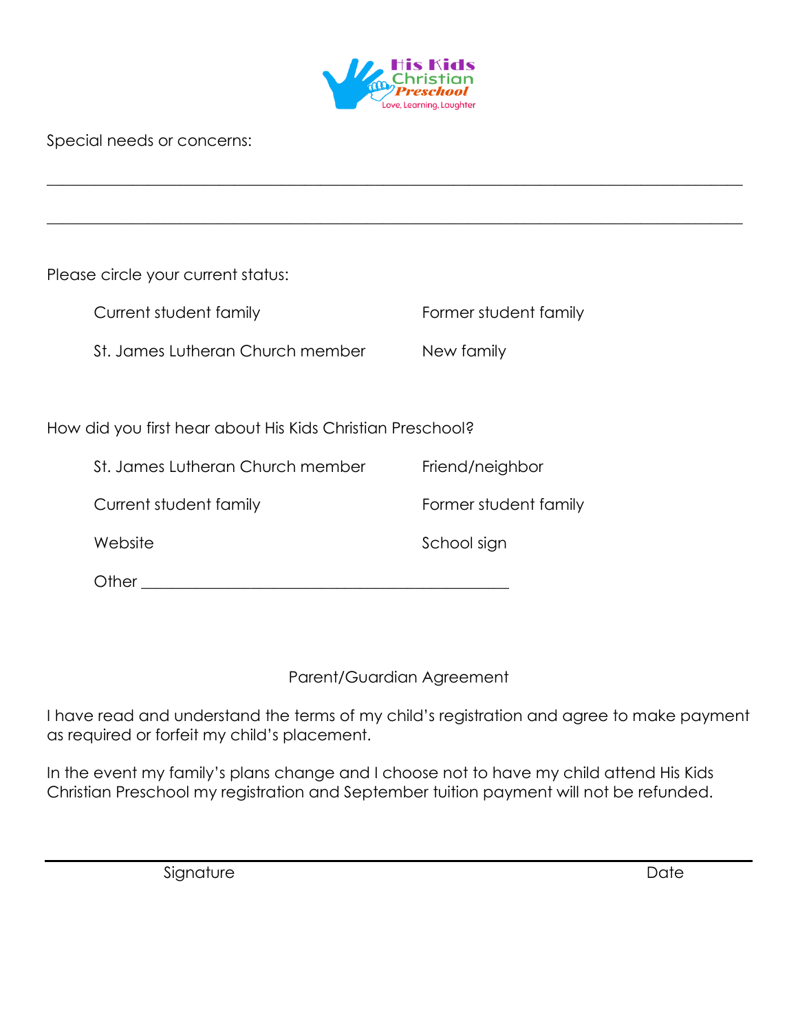His Kids Christian Preschool
Love, Learning, Laughter

Special needs or concerns:

\_\_\_\_\_\_\_\_\_\_\_\_\_\_\_\_\_\_\_\_\_\_\_\_\_\_\_\_\_\_\_\_\_\_\_\_\_\_\_\_\_\_\_\_\_\_\_\_\_\_\_\_\_\_\_\_\_\_\_\_\_\_\_\_\_\_\_\_\_\_\_\_\_\_\_\_

\_\_\_\_\_\_\_\_\_\_\_\_\_\_\_\_\_\_\_\_\_\_\_\_\_\_\_\_\_\_\_\_\_\_\_\_\_\_\_\_\_\_\_\_\_\_\_\_\_\_\_\_\_\_\_\_\_\_\_\_\_\_\_\_\_\_\_\_\_\_\_\_\_\_\_\_

Please circle your current status:

| | |
|---|---|
| Current student family | Former student family |
| St. James Lutheran Church member | New family |

How did you first hear about His Kids Christian Preschool?

| | |
|---|---|
| St. James Lutheran Church member | Friend/neighbor |
| Current student family | Former student family |
| Website | School sign |

Other \_\_\_\_\_\_\_\_\_\_\_\_\_\_\_\_\_\_\_\_\_\_\_\_\_\_\_\_\_\_\_\_\_\_\_\_\_\_\_\_\_\_\_\_

## Parent/Guardian Agreement

I have read and understand the terms of my child's registration and agree to make payment as required or forfeit my child's placement.

In the event my family's plans change and I choose not to have my child attend His Kids Christian Preschool my registration and September tuition payment will not be refunded.

\_\_\_\_\_\_\_\_\_\_\_\_\_\_\_\_\_\_\_\_\_\_\_\_\_\_\_\_\_\_\_\_\_\_\_\_\_\_\_\_\_\_\_\_\_\_\_\_\_\_\_\_\_\_\_\_\_\_\_\_\_\_\_\_\_\_\_\_\_\_\_\_\_\_\_\_

Signature  Date